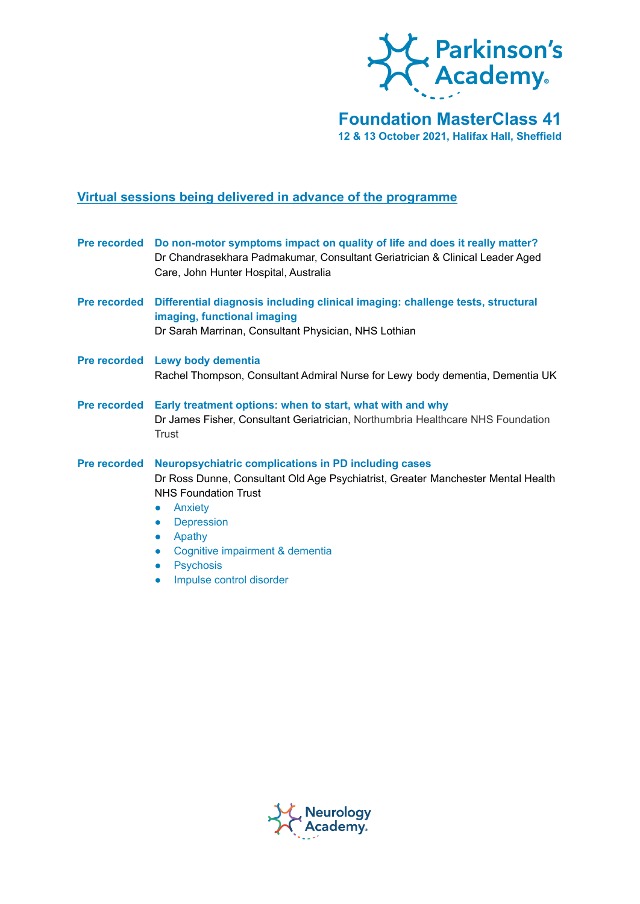# Foundation MasterClass 41

**12 & 13 October 2021, Halifax Hall, Sheffield**

## Virtual sessions being delivered in advance of the programme

**Pre recorded** **Do non-motor symptoms impact on quality of life and does it really matter?**
Dr Chandrasekhara Padmakumar, Consultant Geriatrician & Clinical Leader Aged Care, John Hunter Hospital, Australia

**Pre recorded** **Differential diagnosis including clinical imaging: challenge tests, structural imaging, functional imaging**
Dr Sarah Marrinan, Consultant Physician, NHS Lothian

**Pre recorded** **Lewy body dementia**
Rachel Thompson, Consultant Admiral Nurse for Lewy body dementia, Dementia UK

**Pre recorded** **Early treatment options: when to start, what with and why**
Dr James Fisher, Consultant Geriatrician, Northumbria Healthcare NHS Foundation Trust

**Pre recorded** **Neuropsychiatric complications in PD including cases**
Dr Ross Dunne, Consultant Old Age Psychiatrist, Greater Manchester Mental Health NHS Foundation Trust

- Anxiety
- Depression
- Apathy
- Cognitive impairment & dementia
- Psychosis
- Impulse control disorder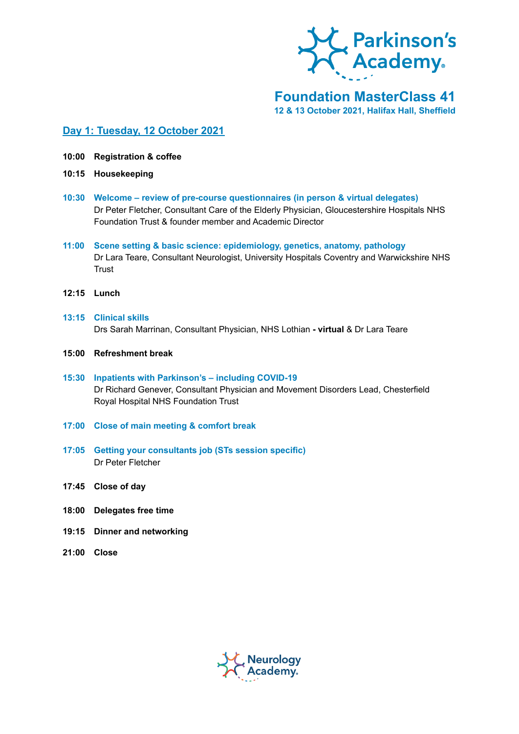# Foundation MasterClass 41

**12 & 13 October 2021, Halifax Hall, Sheffield**

## Day 1: Tuesday, 12 October 2021

**10:00 Registration & coffee**

**10:15 Housekeeping**

**10:30 Welcome – review of pre-course questionnaires (in person & virtual delegates)**
Dr Peter Fletcher, Consultant Care of the Elderly Physician, Gloucestershire Hospitals NHS Foundation Trust & founder member and Academic Director

**11:00 Scene setting & basic science: epidemiology, genetics, anatomy, pathology**
Dr Lara Teare, Consultant Neurologist, University Hospitals Coventry and Warwickshire NHS Trust

**12:15 Lunch**

**13:15 Clinical skills**
Drs Sarah Marrinan, Consultant Physician, NHS Lothian **- virtual** & Dr Lara Teare

**15:00 Refreshment break**

**15:30 Inpatients with Parkinson's – including COVID-19**
Dr Richard Genever, Consultant Physician and Movement Disorders Lead, Chesterfield Royal Hospital NHS Foundation Trust

**17:00 Close of main meeting & comfort break**

**17:05 Getting your consultants job (STs session specific)**
Dr Peter Fletcher

**17:45 Close of day**

**18:00 Delegates free time**

**19:15 Dinner and networking**

**21:00 Close**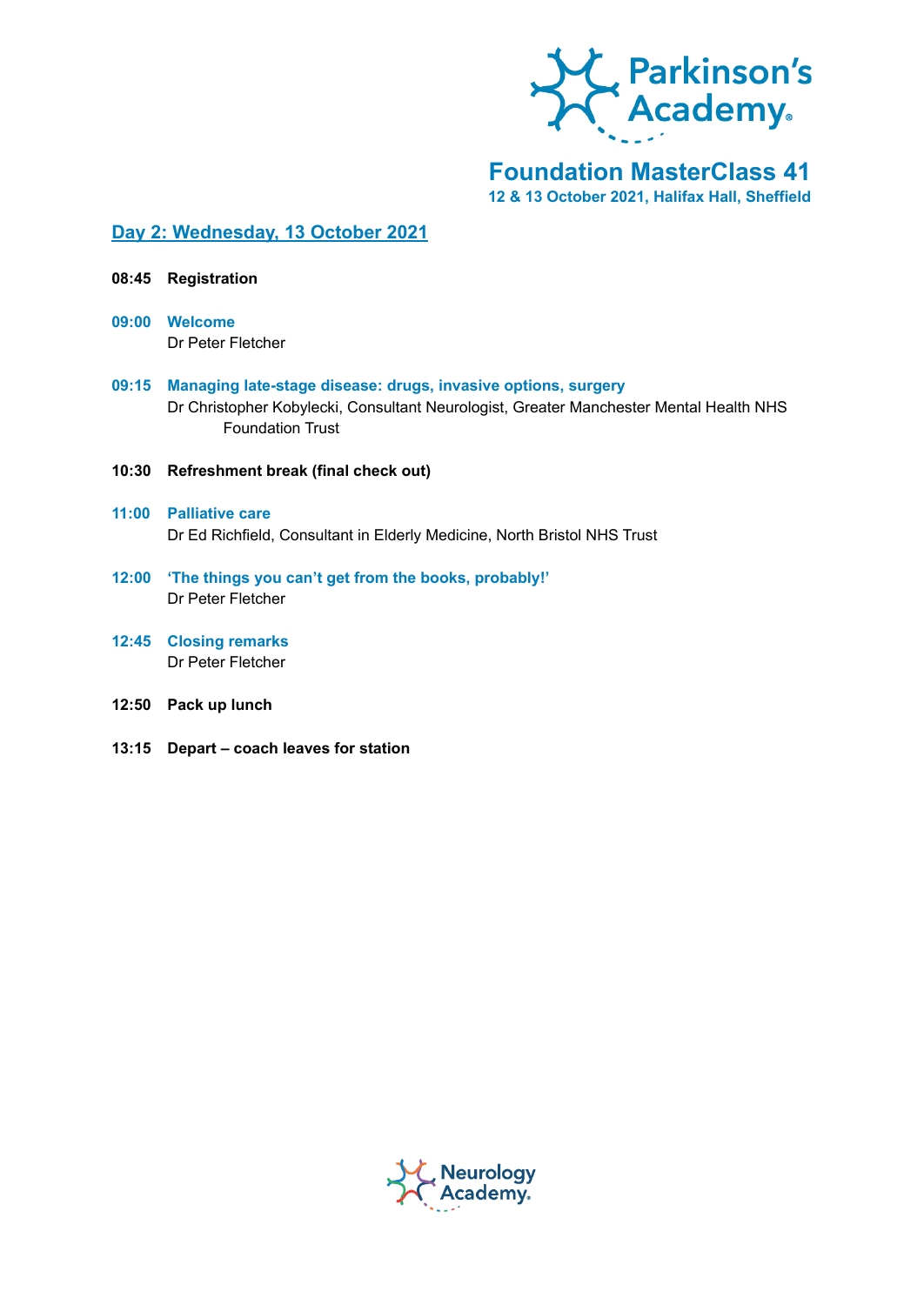# Foundation MasterClass 41

**12 & 13 October 2021, Halifax Hall, Sheffield**

## Day 2: Wednesday, 13 October 2021

**08:45 Registration**

**09:00 Welcome**
Dr Peter Fletcher

**09:15 Managing late-stage disease: drugs, invasive options, surgery**
Dr Christopher Kobylecki, Consultant Neurologist, Greater Manchester Mental Health NHS Foundation Trust

**10:30 Refreshment break (final check out)**

**11:00 Palliative care**
Dr Ed Richfield, Consultant in Elderly Medicine, North Bristol NHS Trust

**12:00 'The things you can't get from the books, probably!'**
Dr Peter Fletcher

**12:45 Closing remarks**
Dr Peter Fletcher

**12:50 Pack up lunch**

**13:15 Depart – coach leaves for station**